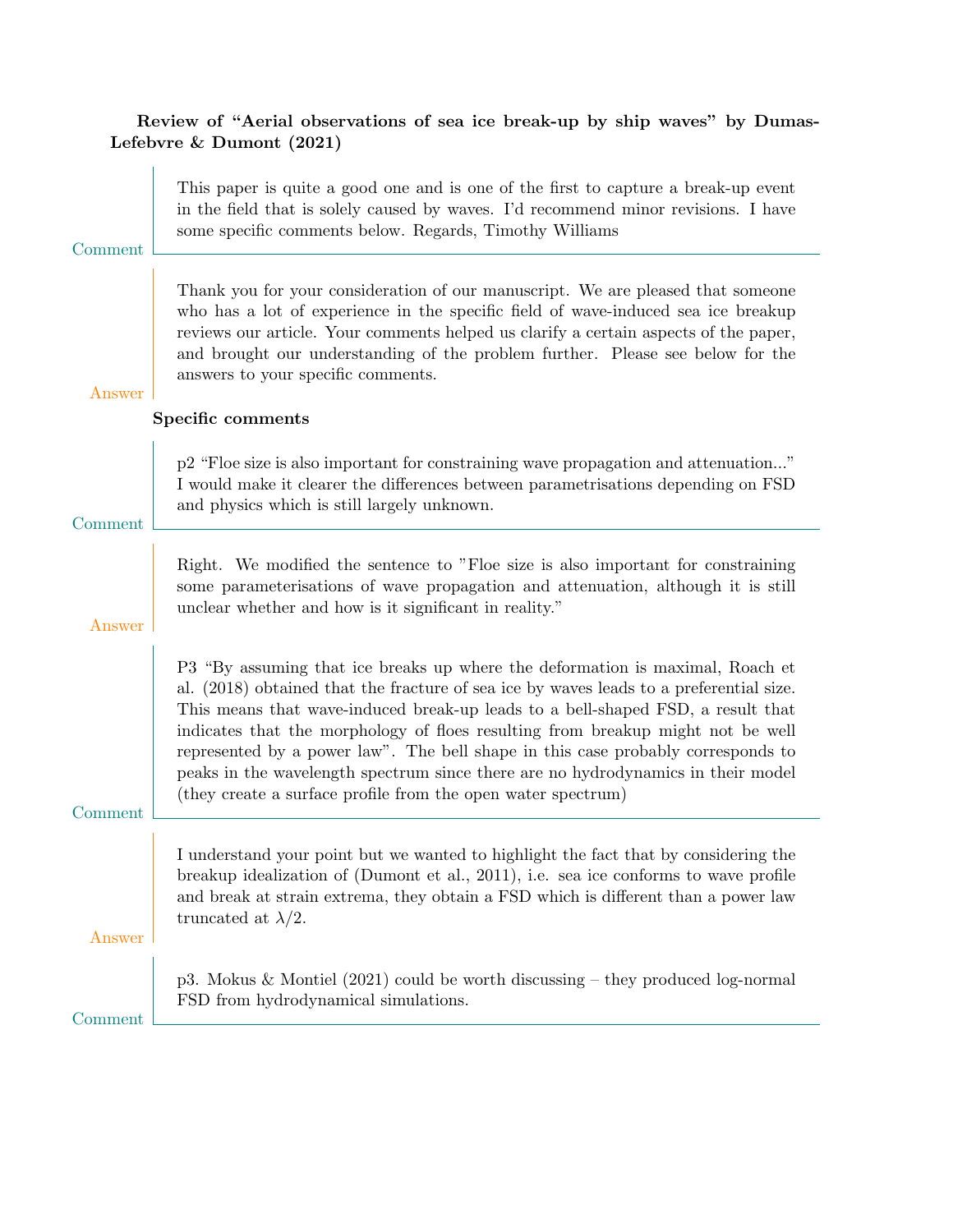**Review of "Aerial observations of sea ice break-up by ship waves" by Dumas-Lefebvre & Dumont (2021)**

Comment

This paper is quite a good one and is one of the first to capture a break-up event in the field that is solely caused by waves. I'd recommend minor revisions. I have some specific comments below. Regards, Timothy Williams

Answer

Thank you for your consideration of our manuscript. We are pleased that someone who has a lot of experience in the specific field of wave-induced sea ice breakup reviews our article. Your comments helped us clarify a certain aspects of the paper, and brought our understanding of the problem further. Please see below for the answers to your specific comments.

**Specific comments**

Comment

p2 "Floe size is also important for constraining wave propagation and attenuation..." I would make it clearer the differences between parametrisations depending on FSD and physics which is still largely unknown.

Answer

Right. We modified the sentence to "Floe size is also important for constraining some parameterisations of wave propagation and attenuation, although it is still unclear whether and how is it significant in reality."

Comment

P3 "By assuming that ice breaks up where the deformation is maximal, Roach et al. (2018) obtained that the fracture of sea ice by waves leads to a preferential size. This means that wave-induced break-up leads to a bell-shaped FSD, a result that indicates that the morphology of floes resulting from breakup might not be well represented by a power law". The bell shape in this case probably corresponds to peaks in the wavelength spectrum since there are no hydrodynamics in their model (they create a surface profile from the open water spectrum)

Answer

I understand your point but we wanted to highlight the fact that by considering the breakup idealization of (Dumont et al., 2011), i.e. sea ice conforms to wave profile and break at strain extrema, they obtain a FSD which is different than a power law truncated at $\lambda/2$.

Comment

p3. Mokus & Montiel (2021) could be worth discussing – they produced log-normal FSD from hydrodynamical simulations.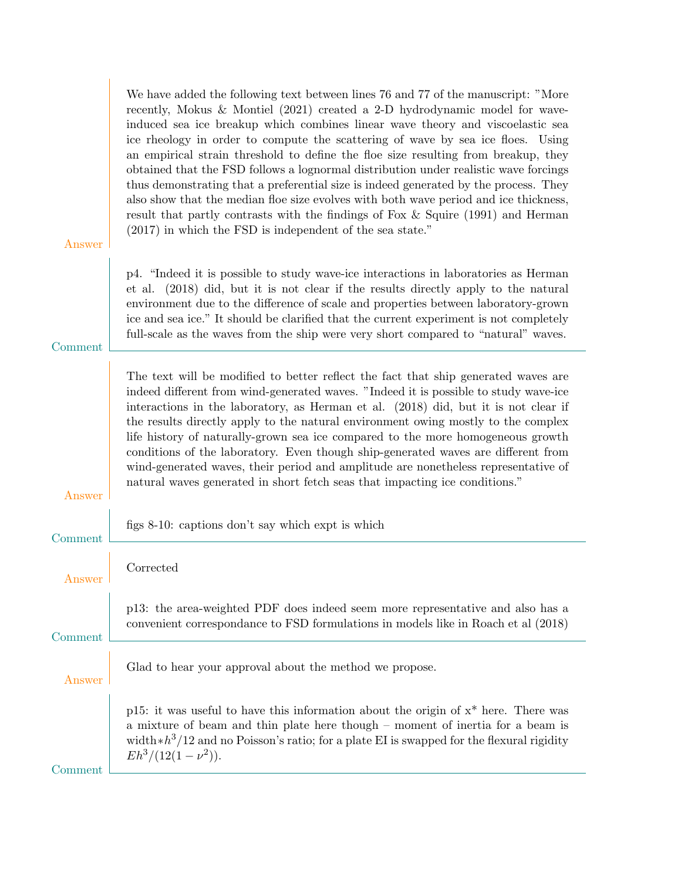**Answer**

We have added the following text between lines 76 and 77 of the manuscript: "More recently, Mokus & Montiel (2021) created a 2-D hydrodynamic model for wave-induced sea ice breakup which combines linear wave theory and viscoelastic sea ice rheology in order to compute the scattering of wave by sea ice floes. Using an empirical strain threshold to define the floe size resulting from breakup, they obtained that the FSD follows a lognormal distribution under realistic wave forcings thus demonstrating that a preferential size is indeed generated by the process. They also show that the median floe size evolves with both wave period and ice thickness, result that partly contrasts with the findings of Fox & Squire (1991) and Herman (2017) in which the FSD is independent of the sea state."

**Comment**

p4. "Indeed it is possible to study wave-ice interactions in laboratories as Herman et al. (2018) did, but it is not clear if the results directly apply to the natural environment due to the difference of scale and properties between laboratory-grown ice and sea ice." It should be clarified that the current experiment is not completely full-scale as the waves from the ship were very short compared to "natural" waves.

**Answer**

The text will be modified to better reflect the fact that ship generated waves are indeed different from wind-generated waves. "Indeed it is possible to study wave-ice interactions in the laboratory, as Herman et al. (2018) did, but it is not clear if the results directly apply to the natural environment owing mostly to the complex life history of naturally-grown sea ice compared to the more homogeneous growth conditions of the laboratory. Even though ship-generated waves are different from wind-generated waves, their period and amplitude are nonetheless representative of natural waves generated in short fetch seas that impacting ice conditions."

**Comment**

figs 8-10: captions don't say which expt is which

**Answer**

Corrected

**Comment**

p13: the area-weighted PDF does indeed seem more representative and also has a convenient correspondance to FSD formulations in models like in Roach et al (2018)

**Answer**

Glad to hear your approval about the method we propose.

**Comment**

p15: it was useful to have this information about the origin of x* here. There was a mixture of beam and thin plate here though – moment of inertia for a beam is width$*h^3/12$ and no Poisson's ratio; for a plate EI is swapped for the flexural rigidity $Eh^3/(12(1-\nu^2))$.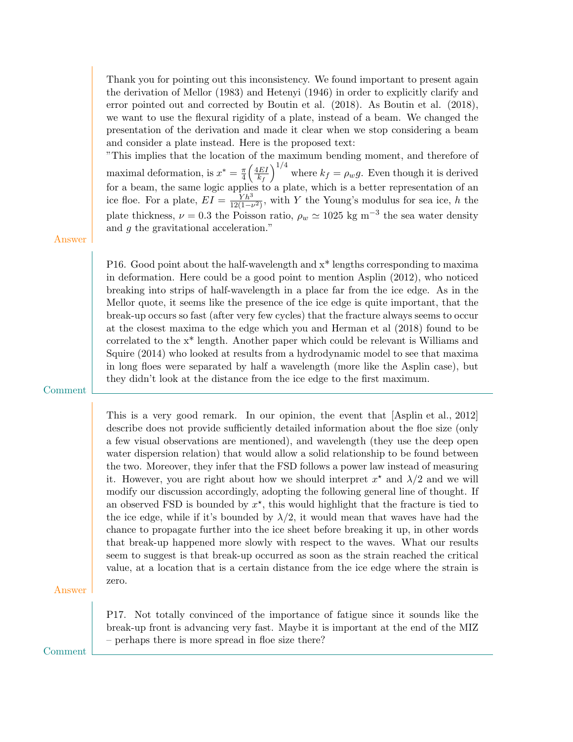Thank you for pointing out this inconsistency. We found important to present again the derivation of Mellor (1983) and Hetenyi (1946) in order to explicitly clarify and error pointed out and corrected by Boutin et al. (2018). As Boutin et al. (2018), we want to use the flexural rigidity of a plate, instead of a beam. We changed the presentation of the derivation and made it clear when we stop considering a beam and consider a plate instead. Here is the proposed text:

"This implies that the location of the maximum bending moment, and therefore of maximal deformation, is $x^* = \frac{\pi}{4}\left(\frac{4EI}{k_f}\right)^{1/4}$ where $k_f = \rho_w g$. Even though it is derived for a beam, the same logic applies to a plate, which is a better representation of an ice floe. For a plate, $EI = \frac{Yh^3}{12(1-\nu^2)}$, with $Y$ the Young's modulus for sea ice, $h$ the plate thickness, $\nu = 0.3$ the Poisson ratio, $\rho_w \simeq 1025$ kg m$^{-3}$ the sea water density and $g$ the gravitational acceleration."

Answer

P16. Good point about the half-wavelength and x* lengths corresponding to maxima in deformation. Here could be a good point to mention Asplin (2012), who noticed breaking into strips of half-wavelength in a place far from the ice edge. As in the Mellor quote, it seems like the presence of the ice edge is quite important, that the break-up occurs so fast (after very few cycles) that the fracture always seems to occur at the closest maxima to the edge which you and Herman et al (2018) found to be correlated to the x* length. Another paper which could be relevant is Williams and Squire (2014) who looked at results from a hydrodynamic model to see that maxima in long floes were separated by half a wavelength (more like the Asplin case), but they didn't look at the distance from the ice edge to the first maximum.

Comment

This is a very good remark. In our opinion, the event that [Asplin et al., 2012] describe does not provide sufficiently detailed information about the floe size (only a few visual observations are mentioned), and wavelength (they use the deep open water dispersion relation) that would allow a solid relationship to be found between the two. Moreover, they infer that the FSD follows a power law instead of measuring it. However, you are right about how we should interpret $x^\star$ and $\lambda/2$ and we will modify our discussion accordingly, adopting the following general line of thought. If an observed FSD is bounded by $x^\star$, this would highlight that the fracture is tied to the ice edge, while if it's bounded by $\lambda/2$, it would mean that waves have had the chance to propagate further into the ice sheet before breaking it up, in other words that break-up happened more slowly with respect to the waves. What our results seem to suggest is that break-up occurred as soon as the strain reached the critical value, at a location that is a certain distance from the ice edge where the strain is zero.

Answer

P17. Not totally convinced of the importance of fatigue since it sounds like the break-up front is advancing very fast. Maybe it is important at the end of the MIZ – perhaps there is more spread in floe size there?

Comment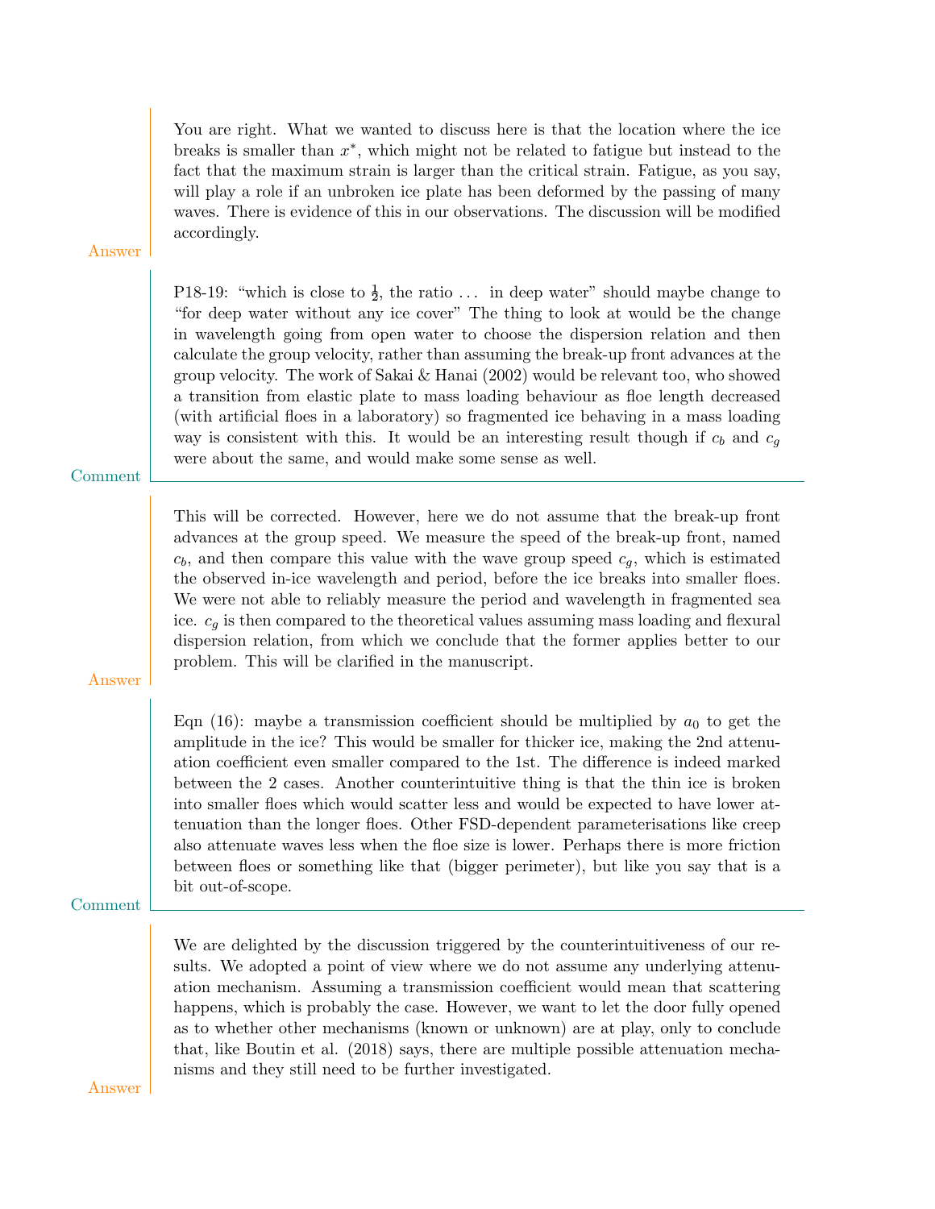**Answer**

You are right. What we wanted to discuss here is that the location where the ice breaks is smaller than $x^*$, which might not be related to fatigue but instead to the fact that the maximum strain is larger than the critical strain. Fatigue, as you say, will play a role if an unbroken ice plate has been deformed by the passing of many waves. There is evidence of this in our observations. The discussion will be modified accordingly.

**Comment**

P18-19: "which is close to $\frac{1}{2}$, the ratio … in deep water" should maybe change to "for deep water without any ice cover" The thing to look at would be the change in wavelength going from open water to choose the dispersion relation and then calculate the group velocity, rather than assuming the break-up front advances at the group velocity. The work of Sakai & Hanai (2002) would be relevant too, who showed a transition from elastic plate to mass loading behaviour as floe length decreased (with artificial floes in a laboratory) so fragmented ice behaving in a mass loading way is consistent with this. It would be an interesting result though if $c_b$ and $c_g$ were about the same, and would make some sense as well.

**Answer**

This will be corrected. However, here we do not assume that the break-up front advances at the group speed. We measure the speed of the break-up front, named $c_b$, and then compare this value with the wave group speed $c_g$, which is estimated the observed in-ice wavelength and period, before the ice breaks into smaller floes. We were not able to reliably measure the period and wavelength in fragmented sea ice. $c_g$ is then compared to the theoretical values assuming mass loading and flexural dispersion relation, from which we conclude that the former applies better to our problem. This will be clarified in the manuscript.

**Comment**

Eqn (16): maybe a transmission coefficient should be multiplied by $a_0$ to get the amplitude in the ice? This would be smaller for thicker ice, making the 2nd attenuation coefficient even smaller compared to the 1st. The difference is indeed marked between the 2 cases. Another counterintuitive thing is that the thin ice is broken into smaller floes which would scatter less and would be expected to have lower attenuation than the longer floes. Other FSD-dependent parameterisations like creep also attenuate waves less when the floe size is lower. Perhaps there is more friction between floes or something like that (bigger perimeter), but like you say that is a bit out-of-scope.

**Answer**

We are delighted by the discussion triggered by the counterintuitiveness of our results. We adopted a point of view where we do not assume any underlying attenuation mechanism. Assuming a transmission coefficient would mean that scattering happens, which is probably the case. However, we want to let the door fully opened as to whether other mechanisms (known or unknown) are at play, only to conclude that, like Boutin et al. (2018) says, there are multiple possible attenuation mechanisms and they still need to be further investigated.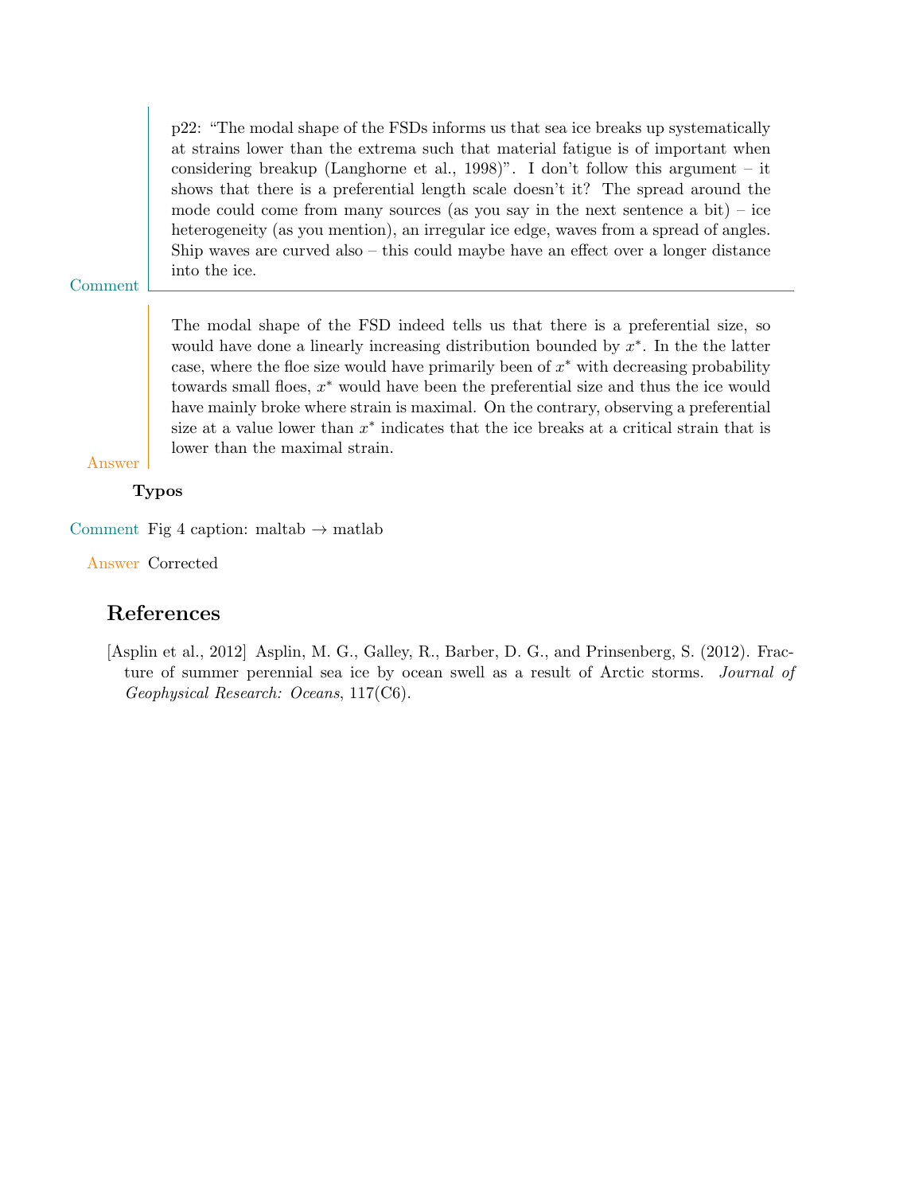Comment

p22: "The modal shape of the FSDs informs us that sea ice breaks up systematically at strains lower than the extrema such that material fatigue is of important when considering breakup (Langhorne et al., 1998)". I don't follow this argument – it shows that there is a preferential length scale doesn't it? The spread around the mode could come from many sources (as you say in the next sentence a bit) – ice heterogeneity (as you mention), an irregular ice edge, waves from a spread of angles. Ship waves are curved also – this could maybe have an effect over a longer distance into the ice.

Answer

The modal shape of the FSD indeed tells us that there is a preferential size, so would have done a linearly increasing distribution bounded by $x^*$. In the the latter case, where the floe size would have primarily been of $x^*$ with decreasing probability towards small floes, $x^*$ would have been the preferential size and thus the ice would have mainly broke where strain is maximal. On the contrary, observing a preferential size at a value lower than $x^*$ indicates that the ice breaks at a critical strain that is lower than the maximal strain.

**Typos**

Comment Fig 4 caption: maltab → matlab

Answer Corrected

## References

[Asplin et al., 2012] Asplin, M. G., Galley, R., Barber, D. G., and Prinsenberg, S. (2012). Fracture of summer perennial sea ice by ocean swell as a result of Arctic storms. *Journal of Geophysical Research: Oceans*, 117(C6).